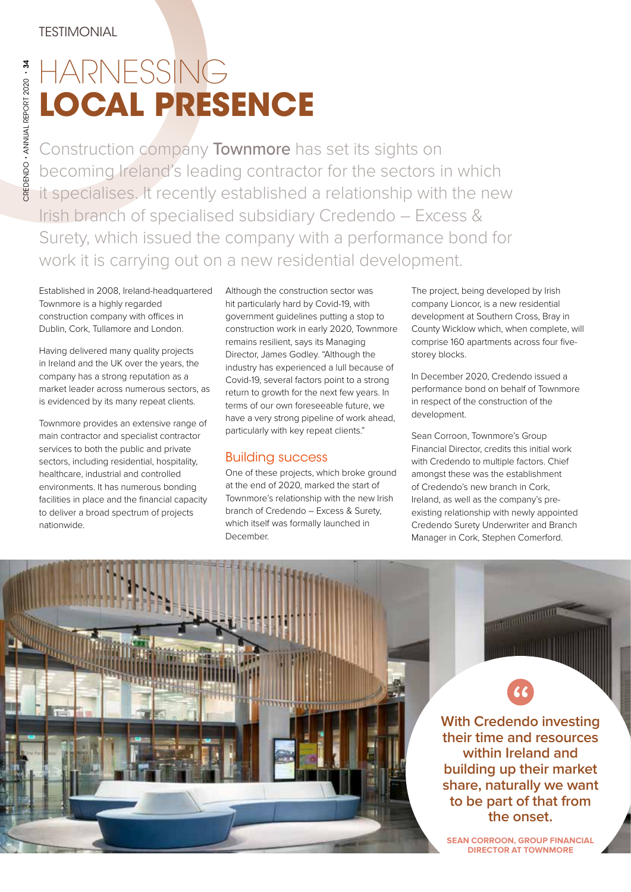TESTIMONIAL

# HARNESSING **LOCAL PRESENCE**

Construction company **Townmore** has set its sights on becoming Ireland's leading contractor for the sectors in which it specialises. It recently established a relationship with the new Irish branch of specialised subsidiary Credendo – Excess & Surety, which issued the company with a performance bond for work it is carrying out on a new residential development.

Established in 2008, Ireland-headquartered Townmore is a highly regarded construction company with offices in Dublin, Cork, Tullamore and London.

Having delivered many quality projects in Ireland and the UK over the years, the company has a strong reputation as a market leader across numerous sectors, as is evidenced by its many repeat clients.

Townmore provides an extensive range of main contractor and specialist contractor services to both the public and private sectors, including residential, hospitality, healthcare, industrial and controlled environments. It has numerous bonding facilities in place and the financial capacity to deliver a broad spectrum of projects nationwide.

Although the construction sector was hit particularly hard by Covid-19, with government guidelines putting a stop to construction work in early 2020, Townmore remains resilient, says its Managing Director, James Godley. "Although the industry has experienced a lull because of Covid-19, several factors point to a strong return to growth for the next few years. In terms of our own foreseeable future, we have a very strong pipeline of work ahead, particularly with key repeat clients."

## Building success

One of these projects, which broke ground at the end of 2020, marked the start of Townmore's relationship with the new Irish branch of Credendo – Excess & Surety, which itself was formally launched in December.

The project, being developed by Irish company Lioncor, is a new residential development at Southern Cross, Bray in County Wicklow which, when complete, will comprise 160 apartments across four five-storey blocks.

In December 2020, Credendo issued a performance bond on behalf of Townmore in respect of the construction of the development.

Sean Corroon, Townmore's Group Financial Director, credits this initial work with Credendo to multiple factors. Chief amongst these was the establishment of Credendo's new branch in Cork, Ireland, as well as the company's pre-existing relationship with newly appointed Credendo Surety Underwriter and Branch Manager in Cork, Stephen Comerford.

> **With Credendo investing their time and resources within Ireland and building up their market share, naturally we want to be part of that from the onset.**
>
> **SEAN CORROON, GROUP FINANCIAL DIRECTOR AT TOWNMORE**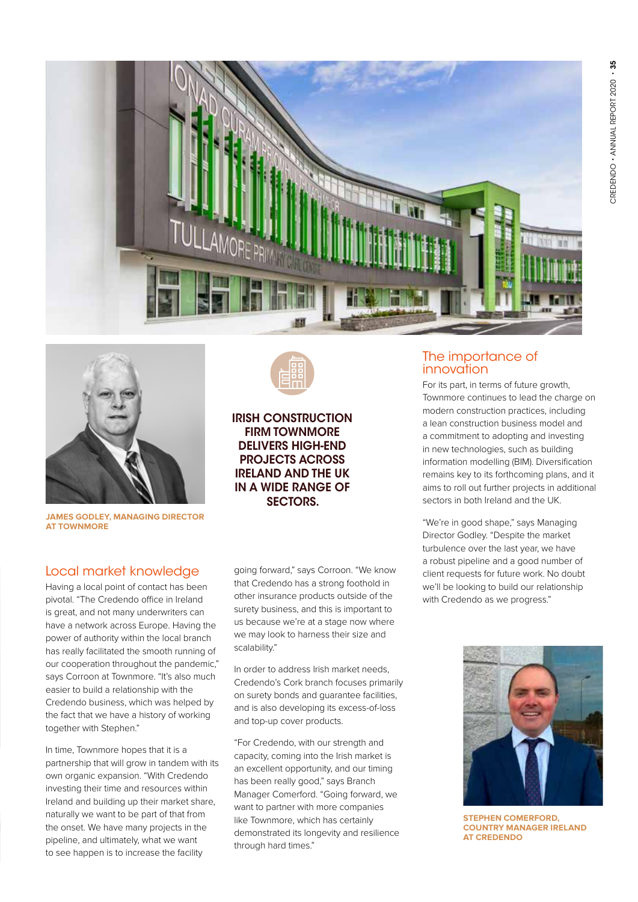JAMES GODLEY, MANAGING DIRECTOR AT TOWNMORE

**IRISH CONSTRUCTION FIRM TOWNMORE DELIVERS HIGH-END PROJECTS ACROSS IRELAND AND THE UK IN A WIDE RANGE OF SECTORS.**

## Local market knowledge

Having a local point of contact has been pivotal. "The Credendo office in Ireland is great, and not many underwriters can have a network across Europe. Having the power of authority within the local branch has really facilitated the smooth running of our cooperation throughout the pandemic," says Corroon at Townmore. "It's also much easier to build a relationship with the Credendo business, which was helped by the fact that we have a history of working together with Stephen."

In time, Townmore hopes that it is a partnership that will grow in tandem with its own organic expansion. "With Credendo investing their time and resources within Ireland and building up their market share, naturally we want to be part of that from the onset. We have many projects in the pipeline, and ultimately, what we want to see happen is to increase the facility going forward," says Corroon. "We know that Credendo has a strong foothold in other insurance products outside of the surety business, and this is important to us because we're at a stage now where we may look to harness their size and scalability."

In order to address Irish market needs, Credendo's Cork branch focuses primarily on surety bonds and guarantee facilities, and is also developing its excess-of-loss and top-up cover products.

"For Credendo, with our strength and capacity, coming into the Irish market is an excellent opportunity, and our timing has been really good," says Branch Manager Comerford. "Going forward, we want to partner with more companies like Townmore, which has certainly demonstrated its longevity and resilience through hard times."

## The importance of innovation

For its part, in terms of future growth, Townmore continues to lead the charge on modern construction practices, including a lean construction business model and a commitment to adopting and investing in new technologies, such as building information modelling (BIM). Diversification remains key to its forthcoming plans, and it aims to roll out further projects in additional sectors in both Ireland and the UK.

"We're in good shape," says Managing Director Godley. "Despite the market turbulence over the last year, we have a robust pipeline and a good number of client requests for future work. No doubt we'll be looking to build our relationship with Credendo as we progress."

STEPHEN COMERFORD, COUNTRY MANAGER IRELAND AT CREDENDO